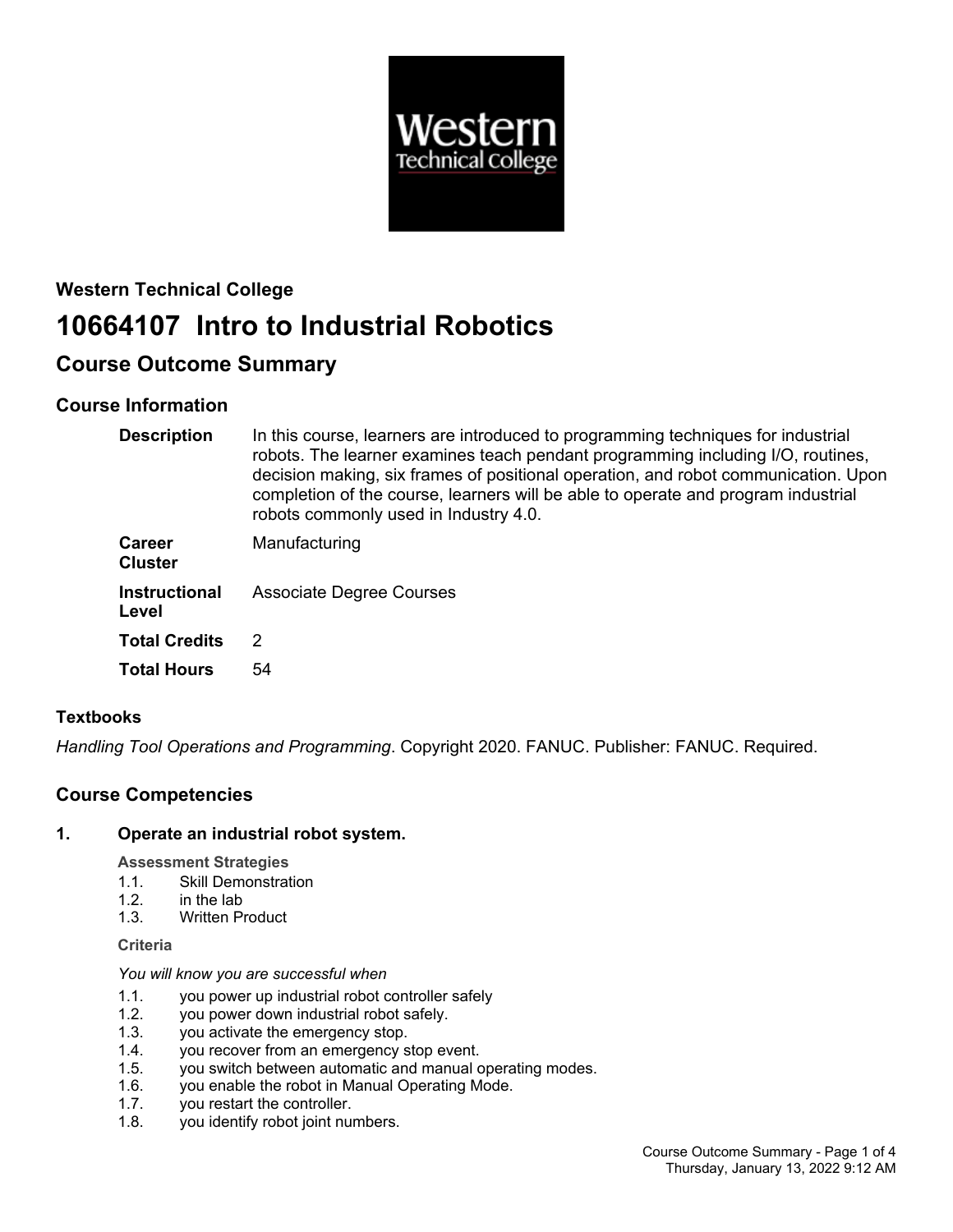**Western Technical College**

# 10664107 Intro to Industrial Robotics

## Course Outcome Summary

### Course Information

| | |
|---|---|
| **Description** | In this course, learners are introduced to programming techniques for industrial robots. The learner examines teach pendant programming including I/O, routines, decision making, six frames of positional operation, and robot communication. Upon completion of the course, learners will be able to operate and program industrial robots commonly used in Industry 4.0. |
| **Career Cluster** | Manufacturing |
| **Instructional Level** | Associate Degree Courses |
| **Total Credits** | 2 |
| **Total Hours** | 54 |

### Textbooks

*Handling Tool Operations and Programming*. Copyright 2020. FANUC. Publisher: FANUC. Required.

### Course Competencies

**1. Operate an industrial robot system.**

**Assessment Strategies**

1.1. Skill Demonstration
1.2. in the lab
1.3. Written Product

**Criteria**

*You will know you are successful when*

1.1. you power up industrial robot controller safely
1.2. you power down industrial robot safely.
1.3. you activate the emergency stop.
1.4. you recover from an emergency stop event.
1.5. you switch between automatic and manual operating modes.
1.6. you enable the robot in Manual Operating Mode.
1.7. you restart the controller.
1.8. you identify robot joint numbers.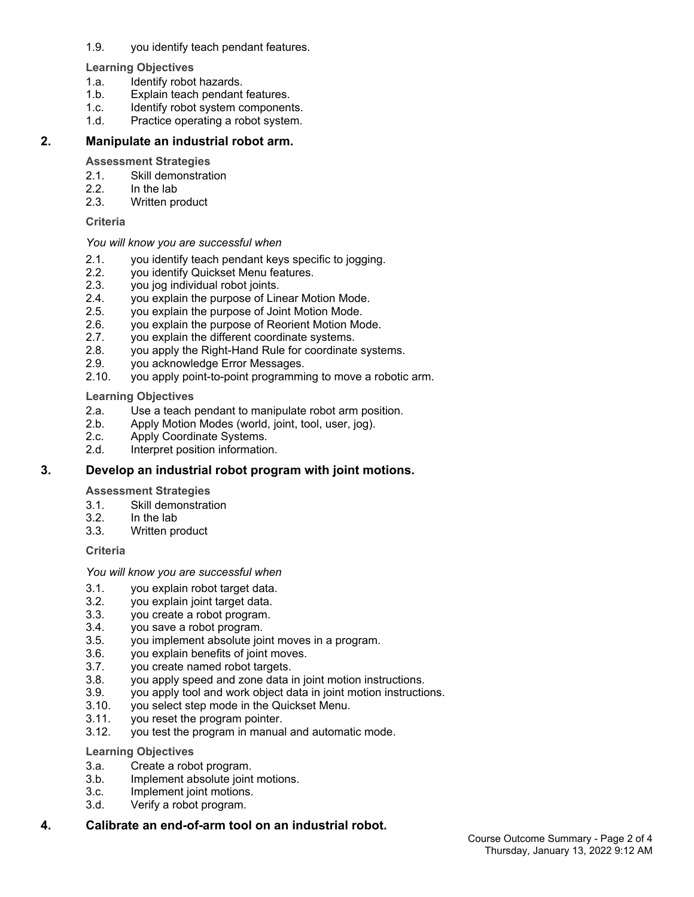1.9. you identify teach pendant features.

**Learning Objectives**

1.a. Identify robot hazards.
1.b. Explain teach pendant features.
1.c. Identify robot system components.
1.d. Practice operating a robot system.

## 2. Manipulate an industrial robot arm.

**Assessment Strategies**

2.1. Skill demonstration
2.2. In the lab
2.3. Written product

**Criteria**

*You will know you are successful when*

2.1. you identify teach pendant keys specific to jogging.
2.2. you identify Quickset Menu features.
2.3. you jog individual robot joints.
2.4. you explain the purpose of Linear Motion Mode.
2.5. you explain the purpose of Joint Motion Mode.
2.6. you explain the purpose of Reorient Motion Mode.
2.7. you explain the different coordinate systems.
2.8. you apply the Right-Hand Rule for coordinate systems.
2.9. you acknowledge Error Messages.
2.10. you apply point-to-point programming to move a robotic arm.

**Learning Objectives**

2.a. Use a teach pendant to manipulate robot arm position.
2.b. Apply Motion Modes (world, joint, tool, user, jog).
2.c. Apply Coordinate Systems.
2.d. Interpret position information.

## 3. Develop an industrial robot program with joint motions.

**Assessment Strategies**

3.1. Skill demonstration
3.2. In the lab
3.3. Written product

**Criteria**

*You will know you are successful when*

3.1. you explain robot target data.
3.2. you explain joint target data.
3.3. you create a robot program.
3.4. you save a robot program.
3.5. you implement absolute joint moves in a program.
3.6. you explain benefits of joint moves.
3.7. you create named robot targets.
3.8. you apply speed and zone data in joint motion instructions.
3.9. you apply tool and work object data in joint motion instructions.
3.10. you select step mode in the Quickset Menu.
3.11. you reset the program pointer.
3.12. you test the program in manual and automatic mode.

**Learning Objectives**

3.a. Create a robot program.
3.b. Implement absolute joint motions.
3.c. Implement joint motions.
3.d. Verify a robot program.

## 4. Calibrate an end-of-arm tool on an industrial robot.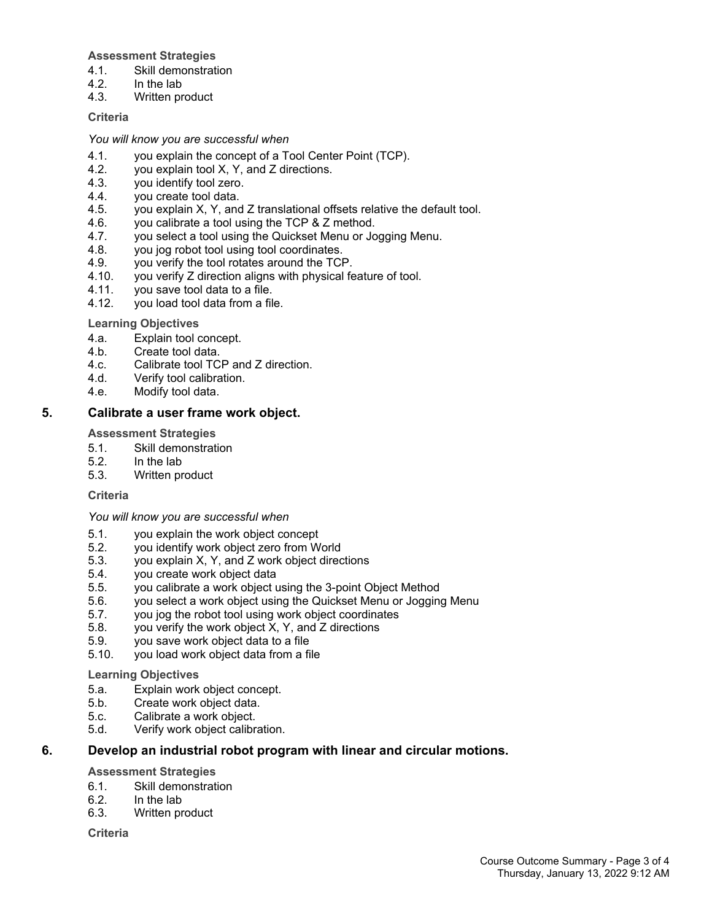**Assessment Strategies**

4.1. Skill demonstration
4.2. In the lab
4.3. Written product

**Criteria**

*You will know you are successful when*

4.1. you explain the concept of a Tool Center Point (TCP).
4.2. you explain tool X, Y, and Z directions.
4.3. you identify tool zero.
4.4. you create tool data.
4.5. you explain X, Y, and Z translational offsets relative the default tool.
4.6. you calibrate a tool using the TCP & Z method.
4.7. you select a tool using the Quickset Menu or Jogging Menu.
4.8. you jog robot tool using tool coordinates.
4.9. you verify the tool rotates around the TCP.
4.10. you verify Z direction aligns with physical feature of tool.
4.11. you save tool data to a file.
4.12. you load tool data from a file.

**Learning Objectives**

4.a. Explain tool concept.
4.b. Create tool data.
4.c. Calibrate tool TCP and Z direction.
4.d. Verify tool calibration.
4.e. Modify tool data.

## 5. Calibrate a user frame work object.

**Assessment Strategies**

5.1. Skill demonstration
5.2. In the lab
5.3. Written product

**Criteria**

*You will know you are successful when*

5.1. you explain the work object concept
5.2. you identify work object zero from World
5.3. you explain X, Y, and Z work object directions
5.4. you create work object data
5.5. you calibrate a work object using the 3-point Object Method
5.6. you select a work object using the Quickset Menu or Jogging Menu
5.7. you jog the robot tool using work object coordinates
5.8. you verify the work object X, Y, and Z directions
5.9. you save work object data to a file
5.10. you load work object data from a file

**Learning Objectives**

5.a. Explain work object concept.
5.b. Create work object data.
5.c. Calibrate a work object.
5.d. Verify work object calibration.

## 6. Develop an industrial robot program with linear and circular motions.

**Assessment Strategies**

6.1. Skill demonstration
6.2. In the lab
6.3. Written product

**Criteria**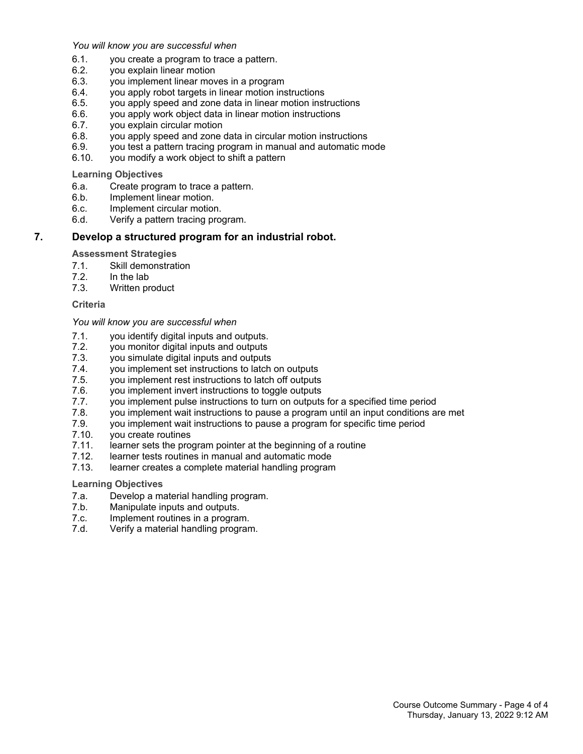*You will know you are successful when*

6.1. you create a program to trace a pattern.
6.2. you explain linear motion
6.3. you implement linear moves in a program
6.4. you apply robot targets in linear motion instructions
6.5. you apply speed and zone data in linear motion instructions
6.6. you apply work object data in linear motion instructions
6.7. you explain circular motion
6.8. you apply speed and zone data in circular motion instructions
6.9. you test a pattern tracing program in manual and automatic mode
6.10. you modify a work object to shift a pattern

**Learning Objectives**

6.a. Create program to trace a pattern.
6.b. Implement linear motion.
6.c. Implement circular motion.
6.d. Verify a pattern tracing program.

## 7. Develop a structured program for an industrial robot.

**Assessment Strategies**

7.1. Skill demonstration
7.2. In the lab
7.3. Written product

**Criteria**

*You will know you are successful when*

7.1. you identify digital inputs and outputs.
7.2. you monitor digital inputs and outputs
7.3. you simulate digital inputs and outputs
7.4. you implement set instructions to latch on outputs
7.5. you implement rest instructions to latch off outputs
7.6. you implement invert instructions to toggle outputs
7.7. you implement pulse instructions to turn on outputs for a specified time period
7.8. you implement wait instructions to pause a program until an input conditions are met
7.9. you implement wait instructions to pause a program for specific time period
7.10. you create routines
7.11. learner sets the program pointer at the beginning of a routine
7.12. learner tests routines in manual and automatic mode
7.13. learner creates a complete material handling program

**Learning Objectives**

7.a. Develop a material handling program.
7.b. Manipulate inputs and outputs.
7.c. Implement routines in a program.
7.d. Verify a material handling program.